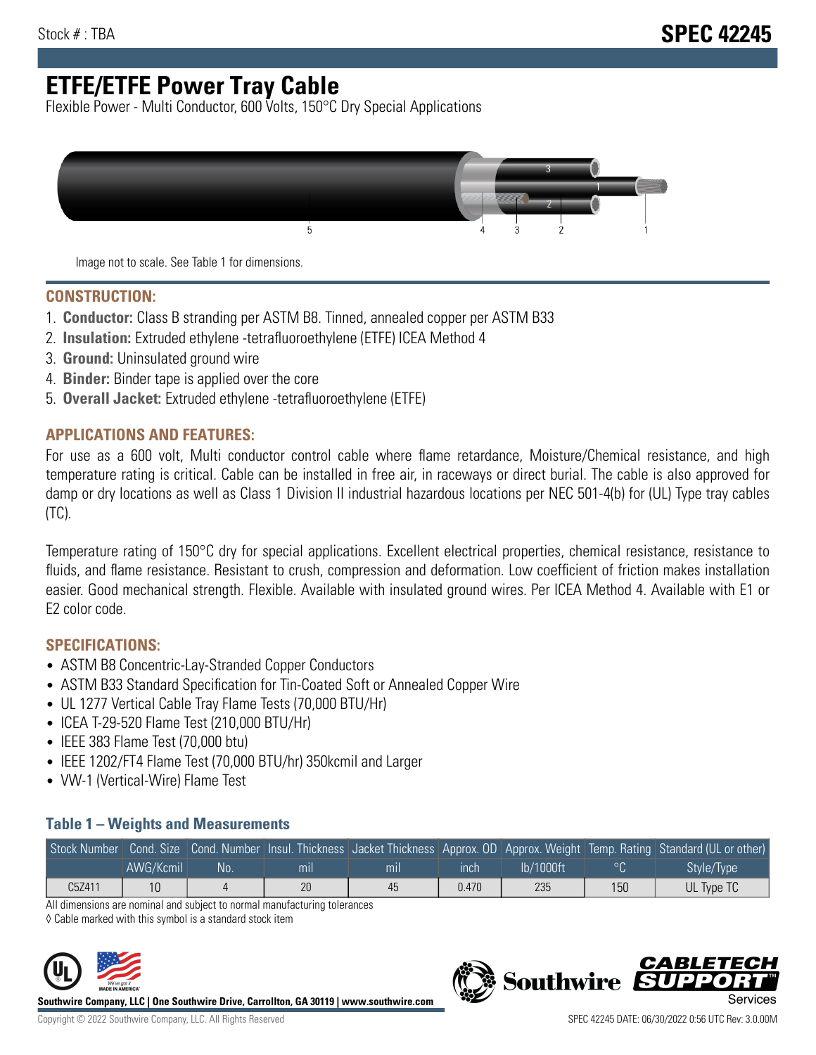Stock # : TBA

**SPEC 42245**

# ETFE/ETFE Power Tray Cable

Flexible Power - Multi Conductor, 600 Volts, 150°C Dry Special Applications

Image not to scale. See Table 1 for dimensions.

## CONSTRUCTION:

1. **Conductor:** Class B stranding per ASTM B8. Tinned, annealed copper per ASTM B33
2. **Insulation:** Extruded ethylene -tetrafluoroethylene (ETFE) ICEA Method 4
3. **Ground:** Uninsulated ground wire
4. **Binder:** Binder tape is applied over the core
5. **Overall Jacket:** Extruded ethylene -tetrafluoroethylene (ETFE)

## APPLICATIONS AND FEATURES:

For use as a 600 volt, Multi conductor control cable where flame retardance, Moisture/Chemical resistance, and high temperature rating is critical. Cable can be installed in free air, in raceways or direct burial. The cable is also approved for damp or dry locations as well as Class 1 Division II industrial hazardous locations per NEC 501-4(b) for (UL) Type tray cables (TC).

Temperature rating of 150°C dry for special applications. Excellent electrical properties, chemical resistance, resistance to fluids, and flame resistance. Resistant to crush, compression and deformation. Low coefficient of friction makes installation easier. Good mechanical strength. Flexible. Available with insulated ground wires. Per ICEA Method 4. Available with E1 or E2 color code.

## SPECIFICATIONS:

- ASTM B8 Concentric-Lay-Stranded Copper Conductors
- ASTM B33 Standard Specification for Tin-Coated Soft or Annealed Copper Wire
- UL 1277 Vertical Cable Tray Flame Tests (70,000 BTU/Hr)
- ICEA T-29-520 Flame Test (210,000 BTU/Hr)
- IEEE 383 Flame Test (70,000 btu)
- IEEE 1202/FT4 Flame Test (70,000 BTU/hr) 350kcmil and Larger
- VW-1 (Vertical-Wire) Flame Test

### Table 1 – Weights and Measurements

| Stock Number | Cond. Size | Cond. Number | Insul. Thickness | Jacket Thickness | Approx. OD | Approx. Weight | Temp. Rating | Standard (UL or other) |
|---|---|---|---|---|---|---|---|---|
| | AWG/Kcmil | No. | mil | mil | inch | lb/1000ft | °C | Style/Type |
| C5Z411 | 10 | 4 | 20 | 45 | 0.470 | 235 | 150 | UL Type TC |

All dimensions are nominal and subject to normal manufacturing tolerances

◊ Cable marked with this symbol is a standard stock item

**Southwire Company, LLC | One Southwire Drive, Carrollton, GA 30119 | www.southwire.com**

Copyright © 2022 Southwire Company, LLC. All Rights Reserved

SPEC 42245 DATE: 06/30/2022 0:56 UTC Rev: 3.0.00M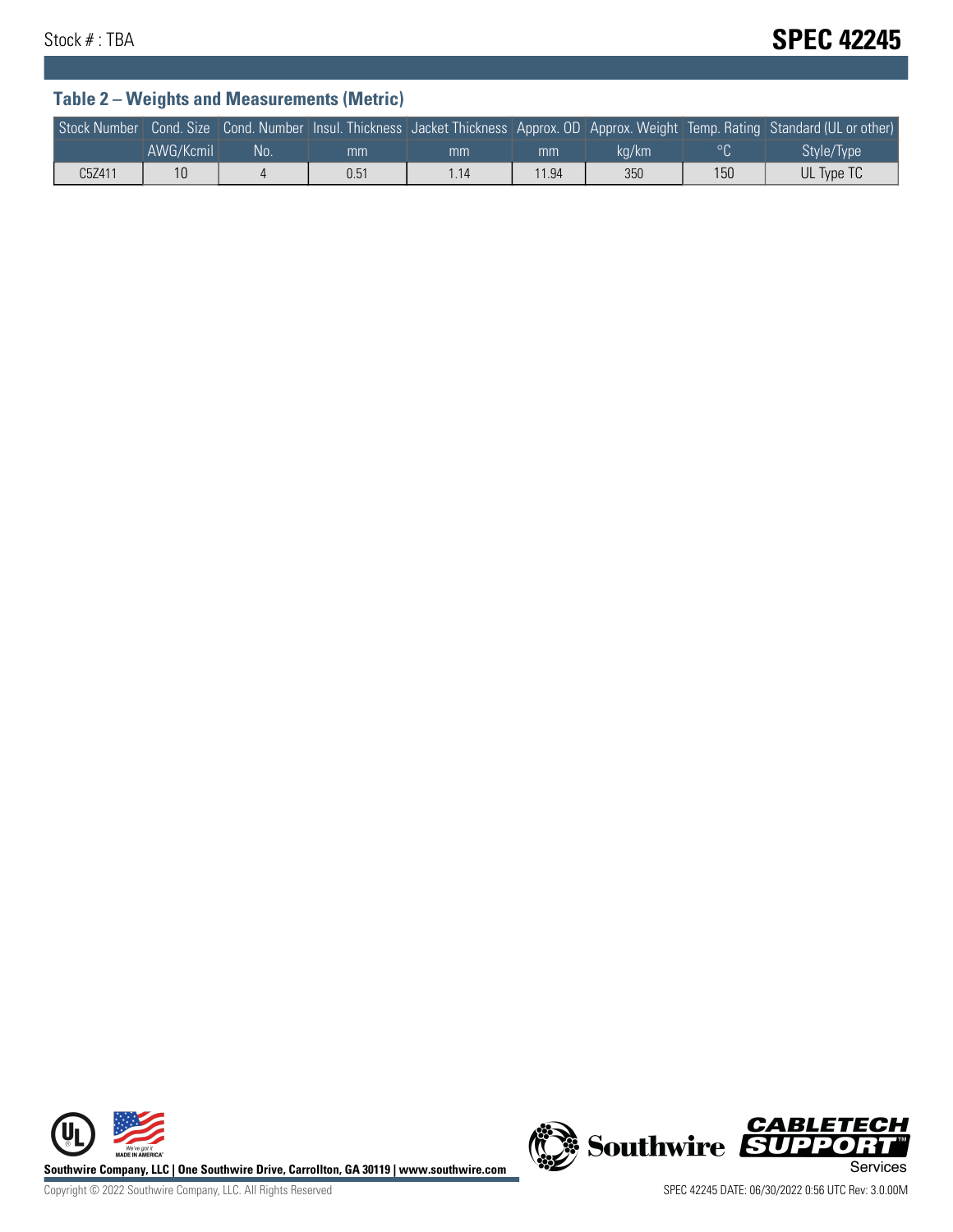### Table 2 – Weights and Measurements (Metric)

| Stock Number | Cond. Size | Cond. Number | Insul. Thickness | Jacket Thickness | Approx. OD | Approx. Weight | Temp. Rating | Standard (UL or other) |
|---|---|---|---|---|---|---|---|---|
| | AWG/Kcmil | No. | mm | mm | mm | kg/km | °C | Style/Type |
| C5Z411 | 10 | 4 | 0.51 | 1.14 | 11.94 | 350 | 150 | UL Type TC |

Southwire Company, LLC | One Southwire Drive, Carrollton, GA 30119 | www.southwire.com

Copyright © 2022 Southwire Company, LLC. All Rights Reserved

SPEC 42245 DATE: 06/30/2022 0:56 UTC Rev: 3.0.00M